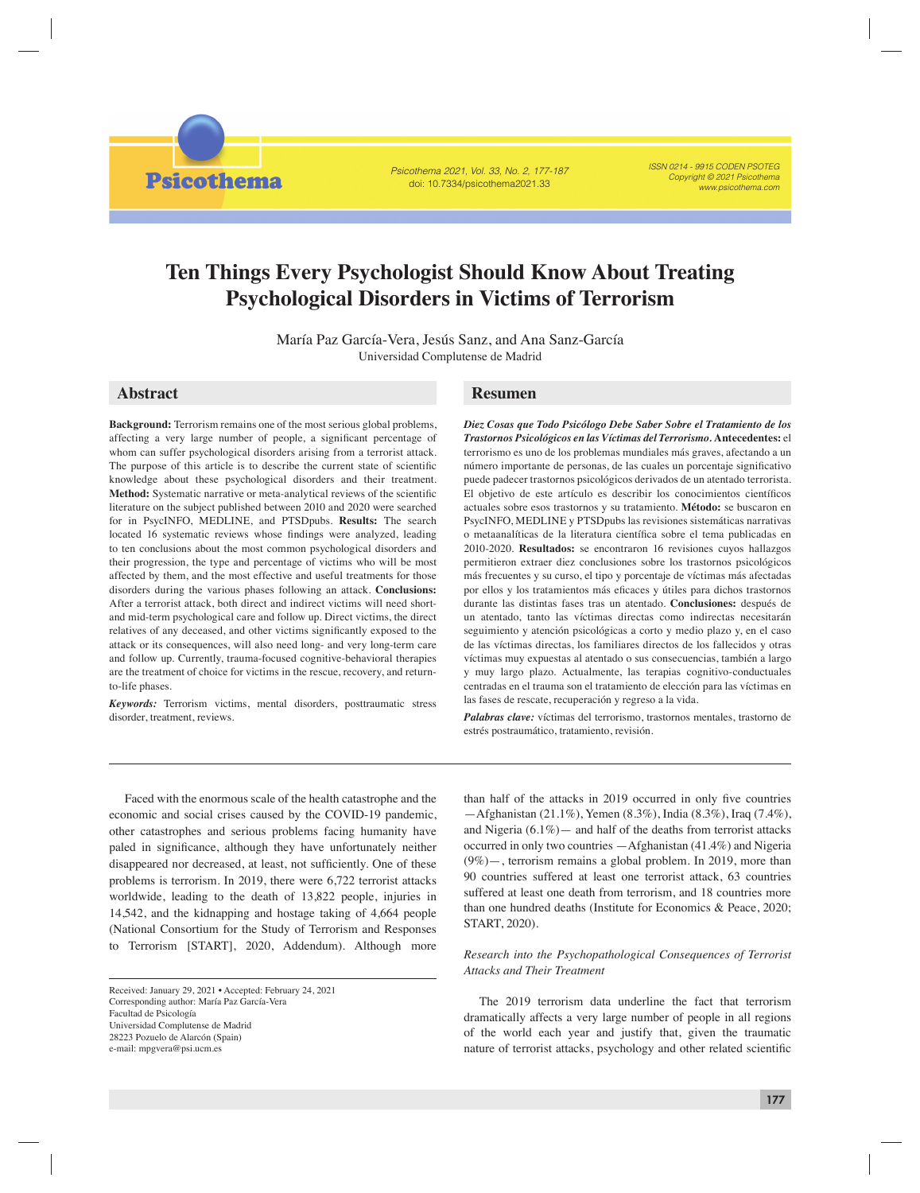# Ten Things Every Psychologist Should Know About Treating Psychological Disorders in Victims of Terrorism

María Paz García-Vera, Jesús Sanz, and Ana Sanz-García
Universidad Complutense de Madrid

## Abstract

**Background:** Terrorism remains one of the most serious global problems, affecting a very large number of people, a significant percentage of whom can suffer psychological disorders arising from a terrorist attack. The purpose of this article is to describe the current state of scientific knowledge about these psychological disorders and their treatment. **Method:** Systematic narrative or meta-analytical reviews of the scientific literature on the subject published between 2010 and 2020 were searched for in PsycINFO, MEDLINE, and PTSDpubs. **Results:** The search located 16 systematic reviews whose findings were analyzed, leading to ten conclusions about the most common psychological disorders and their progression, the type and percentage of victims who will be most affected by them, and the most effective and useful treatments for those disorders during the various phases following an attack. **Conclusions:** After a terrorist attack, both direct and indirect victims will need short- and mid-term psychological care and follow up. Direct victims, the direct relatives of any deceased, and other victims significantly exposed to the attack or its consequences, will also need long- and very long-term care and follow up. Currently, trauma-focused cognitive-behavioral therapies are the treatment of choice for victims in the rescue, recovery, and return-to-life phases.

***Keywords:*** Terrorism victims, mental disorders, posttraumatic stress disorder, treatment, reviews.

## Resumen

***Diez Cosas que Todo Psicólogo Debe Saber Sobre el Tratamiento de los Trastornos Psicológicos en las Víctimas del Terrorismo.*** **Antecedentes:** el terrorismo es uno de los problemas mundiales más graves, afectando a un número importante de personas, de las cuales un porcentaje significativo puede padecer trastornos psicológicos derivados de un atentado terrorista. El objetivo de este artículo es describir los conocimientos científicos actuales sobre esos trastornos y su tratamiento. **Método:** se buscaron en PsycINFO, MEDLINE y PTSDpubs las revisiones sistemáticas narrativas o metaanalíticas de la literatura científica sobre el tema publicadas en 2010-2020. **Resultados:** se encontraron 16 revisiones cuyos hallazgos permitieron extraer diez conclusiones sobre los trastornos psicológicos más frecuentes y su curso, el tipo y porcentaje de víctimas más afectadas por ellos y los tratamientos más eficaces y útiles para dichos trastornos durante las distintas fases tras un atentado. **Conclusiones:** después de un atentado, tanto las víctimas directas como indirectas necesitarán seguimiento y atención psicológicas a corto y medio plazo y, en el caso de las víctimas directas, los familiares directos de los fallecidos y otras víctimas muy expuestas al atentado o sus consecuencias, también a largo y muy largo plazo. Actualmente, las terapias cognitivo-conductuales centradas en el trauma son el tratamiento de elección para las víctimas en las fases de rescate, recuperación y regreso a la vida.

***Palabras clave:*** víctimas del terrorismo, trastornos mentales, trastorno de estrés postraumático, tratamiento, revisión.

---

Faced with the enormous scale of the health catastrophe and the economic and social crises caused by the COVID-19 pandemic, other catastrophes and serious problems facing humanity have paled in significance, although they have unfortunately neither disappeared nor decreased, at least, not sufficiently. One of these problems is terrorism. In 2019, there were 6,722 terrorist attacks worldwide, leading to the death of 13,822 people, injuries in 14,542, and the kidnapping and hostage taking of 4,664 people (National Consortium for the Study of Terrorism and Responses to Terrorism [START], 2020, Addendum). Although more than half of the attacks in 2019 occurred in only five countries —Afghanistan (21.1%), Yemen (8.3%), India (8.3%), Iraq (7.4%), and Nigeria (6.1%)— and half of the deaths from terrorist attacks occurred in only two countries —Afghanistan (41.4%) and Nigeria (9%)—, terrorism remains a global problem. In 2019, more than 90 countries suffered at least one terrorist attack, 63 countries suffered at least one death from terrorism, and 18 countries more than one hundred deaths (Institute for Economics & Peace, 2020; START, 2020).

*Research into the Psychopathological Consequences of Terrorist Attacks and Their Treatment*

The 2019 terrorism data underline the fact that terrorism dramatically affects a very large number of people in all regions of the world each year and justify that, given the traumatic nature of terrorist attacks, psychology and other related scientific

---

Received: January 29, 2021 • Accepted: February 24, 2021
Corresponding author: María Paz García-Vera
Facultad de Psicología
Universidad Complutense de Madrid
28223 Pozuelo de Alarcón (Spain)
e-mail: mpgvera@psi.ucm.es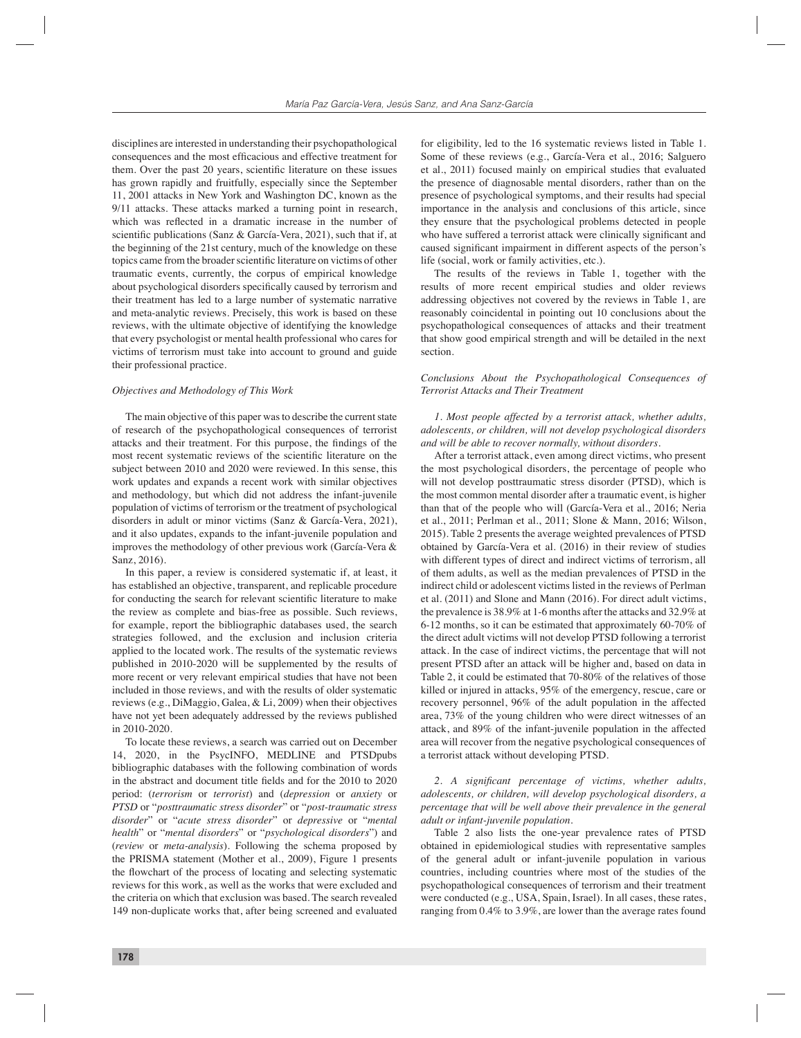disciplines are interested in understanding their psychopathological consequences and the most efficacious and effective treatment for them. Over the past 20 years, scientific literature on these issues has grown rapidly and fruitfully, especially since the September 11, 2001 attacks in New York and Washington DC, known as the 9/11 attacks. These attacks marked a turning point in research, which was reflected in a dramatic increase in the number of scientific publications (Sanz & García-Vera, 2021), such that if, at the beginning of the 21st century, much of the knowledge on these topics came from the broader scientific literature on victims of other traumatic events, currently, the corpus of empirical knowledge about psychological disorders specifically caused by terrorism and their treatment has led to a large number of systematic narrative and meta-analytic reviews. Precisely, this work is based on these reviews, with the ultimate objective of identifying the knowledge that every psychologist or mental health professional who cares for victims of terrorism must take into account to ground and guide their professional practice.

### *Objectives and Methodology of This Work*

The main objective of this paper was to describe the current state of research of the psychopathological consequences of terrorist attacks and their treatment. For this purpose, the findings of the most recent systematic reviews of the scientific literature on the subject between 2010 and 2020 were reviewed. In this sense, this work updates and expands a recent work with similar objectives and methodology, but which did not address the infant-juvenile population of victims of terrorism or the treatment of psychological disorders in adult or minor victims (Sanz & García-Vera, 2021), and it also updates, expands to the infant-juvenile population and improves the methodology of other previous work (García-Vera & Sanz, 2016).

In this paper, a review is considered systematic if, at least, it has established an objective, transparent, and replicable procedure for conducting the search for relevant scientific literature to make the review as complete and bias-free as possible. Such reviews, for example, report the bibliographic databases used, the search strategies followed, and the exclusion and inclusion criteria applied to the located work. The results of the systematic reviews published in 2010-2020 will be supplemented by the results of more recent or very relevant empirical studies that have not been included in those reviews, and with the results of older systematic reviews (e.g., DiMaggio, Galea, & Li, 2009) when their objectives have not yet been adequately addressed by the reviews published in 2010-2020.

To locate these reviews, a search was carried out on December 14, 2020, in the PsycINFO, MEDLINE and PTSDpubs bibliographic databases with the following combination of words in the abstract and document title fields and for the 2010 to 2020 period: (*terrorism* or *terrorist*) and (*depression* or *anxiety* or *PTSD* or "*posttraumatic stress disorder*" or "*post-traumatic stress disorder*" or "*acute stress disorder*" or *depressive* or "*mental health*" or "*mental disorders*" or "*psychological disorders*") and (*review* or *meta-analysis*). Following the schema proposed by the PRISMA statement (Mother et al., 2009), Figure 1 presents the flowchart of the process of locating and selecting systematic reviews for this work, as well as the works that were excluded and the criteria on which that exclusion was based. The search revealed 149 non-duplicate works that, after being screened and evaluated for eligibility, led to the 16 systematic reviews listed in Table 1. Some of these reviews (e.g., García-Vera et al., 2016; Salguero et al., 2011) focused mainly on empirical studies that evaluated the presence of diagnosable mental disorders, rather than on the presence of psychological symptoms, and their results had special importance in the analysis and conclusions of this article, since they ensure that the psychological problems detected in people who have suffered a terrorist attack were clinically significant and caused significant impairment in different aspects of the person's life (social, work or family activities, etc.).

The results of the reviews in Table 1, together with the results of more recent empirical studies and older reviews addressing objectives not covered by the reviews in Table 1, are reasonably coincidental in pointing out 10 conclusions about the psychopathological consequences of attacks and their treatment that show good empirical strength and will be detailed in the next section.

### *Conclusions About the Psychopathological Consequences of Terrorist Attacks and Their Treatment*

*1. Most people affected by a terrorist attack, whether adults, adolescents, or children, will not develop psychological disorders and will be able to recover normally, without disorders.*

After a terrorist attack, even among direct victims, who present the most psychological disorders, the percentage of people who will not develop posttraumatic stress disorder (PTSD), which is the most common mental disorder after a traumatic event, is higher than that of the people who will (García-Vera et al., 2016; Neria et al., 2011; Perlman et al., 2011; Slone & Mann, 2016; Wilson, 2015). Table 2 presents the average weighted prevalences of PTSD obtained by García-Vera et al. (2016) in their review of studies with different types of direct and indirect victims of terrorism, all of them adults, as well as the median prevalences of PTSD in the indirect child or adolescent victims listed in the reviews of Perlman et al. (2011) and Slone and Mann (2016). For direct adult victims, the prevalence is 38.9% at 1-6 months after the attacks and 32.9% at 6-12 months, so it can be estimated that approximately 60-70% of the direct adult victims will not develop PTSD following a terrorist attack. In the case of indirect victims, the percentage that will not present PTSD after an attack will be higher and, based on data in Table 2, it could be estimated that 70-80% of the relatives of those killed or injured in attacks, 95% of the emergency, rescue, care or recovery personnel, 96% of the adult population in the affected area, 73% of the young children who were direct witnesses of an attack, and 89% of the infant-juvenile population in the affected area will recover from the negative psychological consequences of a terrorist attack without developing PTSD.

*2. A significant percentage of victims, whether adults, adolescents, or children, will develop psychological disorders, a percentage that will be well above their prevalence in the general adult or infant-juvenile population.*

Table 2 also lists the one-year prevalence rates of PTSD obtained in epidemiological studies with representative samples of the general adult or infant-juvenile population in various countries, including countries where most of the studies of the psychopathological consequences of terrorism and their treatment were conducted (e.g., USA, Spain, Israel). In all cases, these rates, ranging from 0.4% to 3.9%, are lower than the average rates found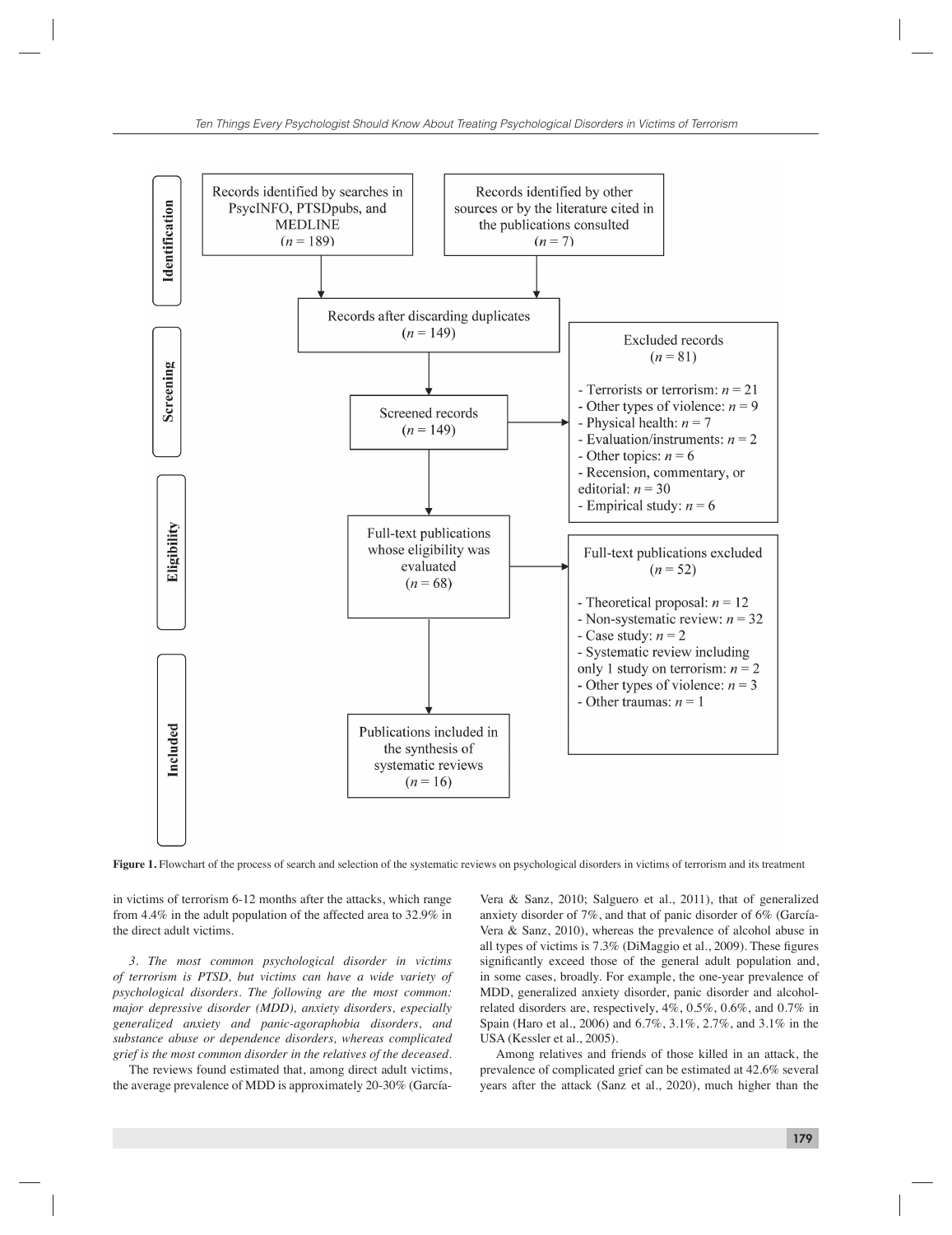**Identification**

Records identified by searches in PsycINFO, PTSDpubs, and MEDLINE ($n$ = 189)

Records identified by other sources or by the literature cited in the publications consulted ($n$ = 7)

Records after discarding duplicates ($n$ = 149)

**Screening**

Screened records ($n$ = 149)

Excluded records ($n$ = 81)

- Terrorists or terrorism: $n$ = 21
- Other types of violence: $n$ = 9
- Physical health: $n$ = 7
- Evaluation/instruments: $n$ = 2
- Other topics: $n$ = 6
- Recension, commentary, or editorial: $n$ = 30
- Empirical study: $n$ = 6

**Eligibility**

Full-text publications whose eligibility was evaluated ($n$ = 68)

Full-text publications excluded ($n$ = 52)

- Theoretical proposal: $n$ = 12
- Non-systematic review: $n$ = 32
- Case study: $n$ = 2
- Systematic review including only 1 study on terrorism: $n$ = 2
- Other types of violence: $n$ = 3
- Other traumas: $n$ = 1

**Included**

Publications included in the synthesis of systematic reviews ($n$ = 16)

**Figure 1.** Flowchart of the process of search and selection of the systematic reviews on psychological disorders in victims of terrorism and its treatment

in victims of terrorism 6-12 months after the attacks, which range from 4.4% in the adult population of the affected area to 32.9% in the direct adult victims.

*3. The most common psychological disorder in victims of terrorism is PTSD, but victims can have a wide variety of psychological disorders. The following are the most common: major depressive disorder (MDD), anxiety disorders, especially generalized anxiety and panic-agoraphobia disorders, and substance abuse or dependence disorders, whereas complicated grief is the most common disorder in the relatives of the deceased.*

The reviews found estimated that, among direct adult victims, the average prevalence of MDD is approximately 20-30% (García-Vera & Sanz, 2010; Salguero et al., 2011), that of generalized anxiety disorder of 7%, and that of panic disorder of 6% (García-Vera & Sanz, 2010), whereas the prevalence of alcohol abuse in all types of victims is 7.3% (DiMaggio et al., 2009). These figures significantly exceed those of the general adult population and, in some cases, broadly. For example, the one-year prevalence of MDD, generalized anxiety disorder, panic disorder and alcohol-related disorders are, respectively, 4%, 0.5%, 0.6%, and 0.7% in Spain (Haro et al., 2006) and 6.7%, 3.1%, 2.7%, and 3.1% in the USA (Kessler et al., 2005).

Among relatives and friends of those killed in an attack, the prevalence of complicated grief can be estimated at 42.6% several years after the attack (Sanz et al., 2020), much higher than the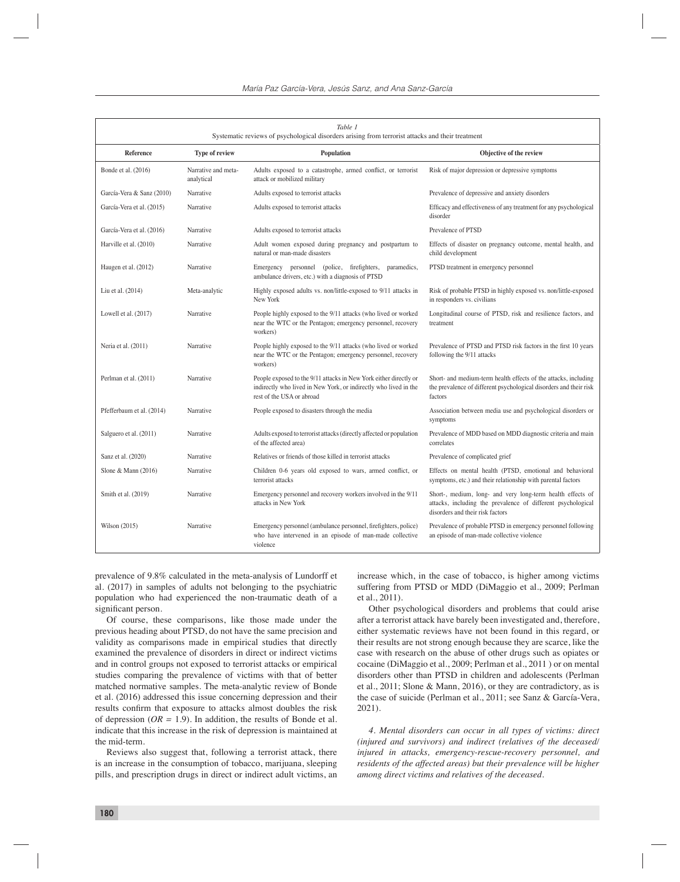*Table 1*
Systematic reviews of psychological disorders arising from terrorist attacks and their treatment

| Reference | Type of review | Population | Objective of the review |
|---|---|---|---|
| Bonde et al. (2016) | Narrative and meta-analytical | Adults exposed to a catastrophe, armed conflict, or terrorist attack or mobilized military | Risk of major depression or depressive symptoms |
| García-Vera & Sanz (2010) | Narrative | Adults exposed to terrorist attacks | Prevalence of depressive and anxiety disorders |
| García-Vera et al. (2015) | Narrative | Adults exposed to terrorist attacks | Efficacy and effectiveness of any treatment for any psychological disorder |
| García-Vera et al. (2016) | Narrative | Adults exposed to terrorist attacks | Prevalence of PTSD |
| Harville et al. (2010) | Narrative | Adult women exposed during pregnancy and postpartum to natural or man-made disasters | Effects of disaster on pregnancy outcome, mental health, and child development |
| Haugen et al. (2012) | Narrative | Emergency personnel (police, firefighters, paramedics, ambulance drivers, etc.) with a diagnosis of PTSD | PTSD treatment in emergency personnel |
| Liu et al. (2014) | Meta-analytic | Highly exposed adults vs. non/little-exposed to 9/11 attacks in New York | Risk of probable PTSD in highly exposed vs. non/little-exposed in responders vs. civilians |
| Lowell et al. (2017) | Narrative | People highly exposed to the 9/11 attacks (who lived or worked near the WTC or the Pentagon; emergency personnel, recovery workers) | Longitudinal course of PTSD, risk and resilience factors, and treatment |
| Neria et al. (2011) | Narrative | People highly exposed to the 9/11 attacks (who lived or worked near the WTC or the Pentagon; emergency personnel, recovery workers) | Prevalence of PTSD and PTSD risk factors in the first 10 years following the 9/11 attacks |
| Perlman et al. (2011) | Narrative | People exposed to the 9/11 attacks in New York either directly or indirectly who lived in New York, or indirectly who lived in the rest of the USA or abroad | Short- and medium-term health effects of the attacks, including the prevalence of different psychological disorders and their risk factors |
| Pfefferbaum et al. (2014) | Narrative | People exposed to disasters through the media | Association between media use and psychological disorders or symptoms |
| Salguero et al. (2011) | Narrative | Adults exposed to terrorist attacks (directly affected or population of the affected area) | Prevalence of MDD based on MDD diagnostic criteria and main correlates |
| Sanz et al. (2020) | Narrative | Relatives or friends of those killed in terrorist attacks | Prevalence of complicated grief |
| Slone & Mann (2016) | Narrative | Children 0-6 years old exposed to wars, armed conflict, or terrorist attacks | Effects on mental health (PTSD, emotional and behavioral symptoms, etc.) and their relationship with parental factors |
| Smith et al. (2019) | Narrative | Emergency personnel and recovery workers involved in the 9/11 attacks in New York | Short-, medium, long- and very long-term health effects of attacks, including the prevalence of different psychological disorders and their risk factors |
| Wilson (2015) | Narrative | Emergency personnel (ambulance personnel, firefighters, police) who have intervened in an episode of man-made collective violence | Prevalence of probable PTSD in emergency personnel following an episode of man-made collective violence |

prevalence of 9.8% calculated in the meta-analysis of Lundorff et al. (2017) in samples of adults not belonging to the psychiatric population who had experienced the non-traumatic death of a significant person.

Of course, these comparisons, like those made under the previous heading about PTSD, do not have the same precision and validity as comparisons made in empirical studies that directly examined the prevalence of disorders in direct or indirect victims and in control groups not exposed to terrorist attacks or empirical studies comparing the prevalence of victims with that of better matched normative samples. The meta-analytic review of Bonde et al. (2016) addressed this issue concerning depression and their results confirm that exposure to attacks almost doubles the risk of depression ($OR$ = 1.9). In addition, the results of Bonde et al. indicate that this increase in the risk of depression is maintained at the mid-term.

Reviews also suggest that, following a terrorist attack, there is an increase in the consumption of tobacco, marijuana, sleeping pills, and prescription drugs in direct or indirect adult victims, an increase which, in the case of tobacco, is higher among victims suffering from PTSD or MDD (DiMaggio et al., 2009; Perlman et al., 2011).

Other psychological disorders and problems that could arise after a terrorist attack have barely been investigated and, therefore, either systematic reviews have not been found in this regard, or their results are not strong enough because they are scarce, like the case with research on the abuse of other drugs such as opiates or cocaine (DiMaggio et al., 2009; Perlman et al., 2011 ) or on mental disorders other than PTSD in children and adolescents (Perlman et al., 2011; Slone & Mann, 2016), or they are contradictory, as is the case of suicide (Perlman et al., 2011; see Sanz & García-Vera, 2021).

*4. Mental disorders can occur in all types of victims: direct (injured and survivors) and indirect (relatives of the deceased/injured in attacks, emergency-rescue-recovery personnel, and residents of the affected areas) but their prevalence will be higher among direct victims and relatives of the deceased.*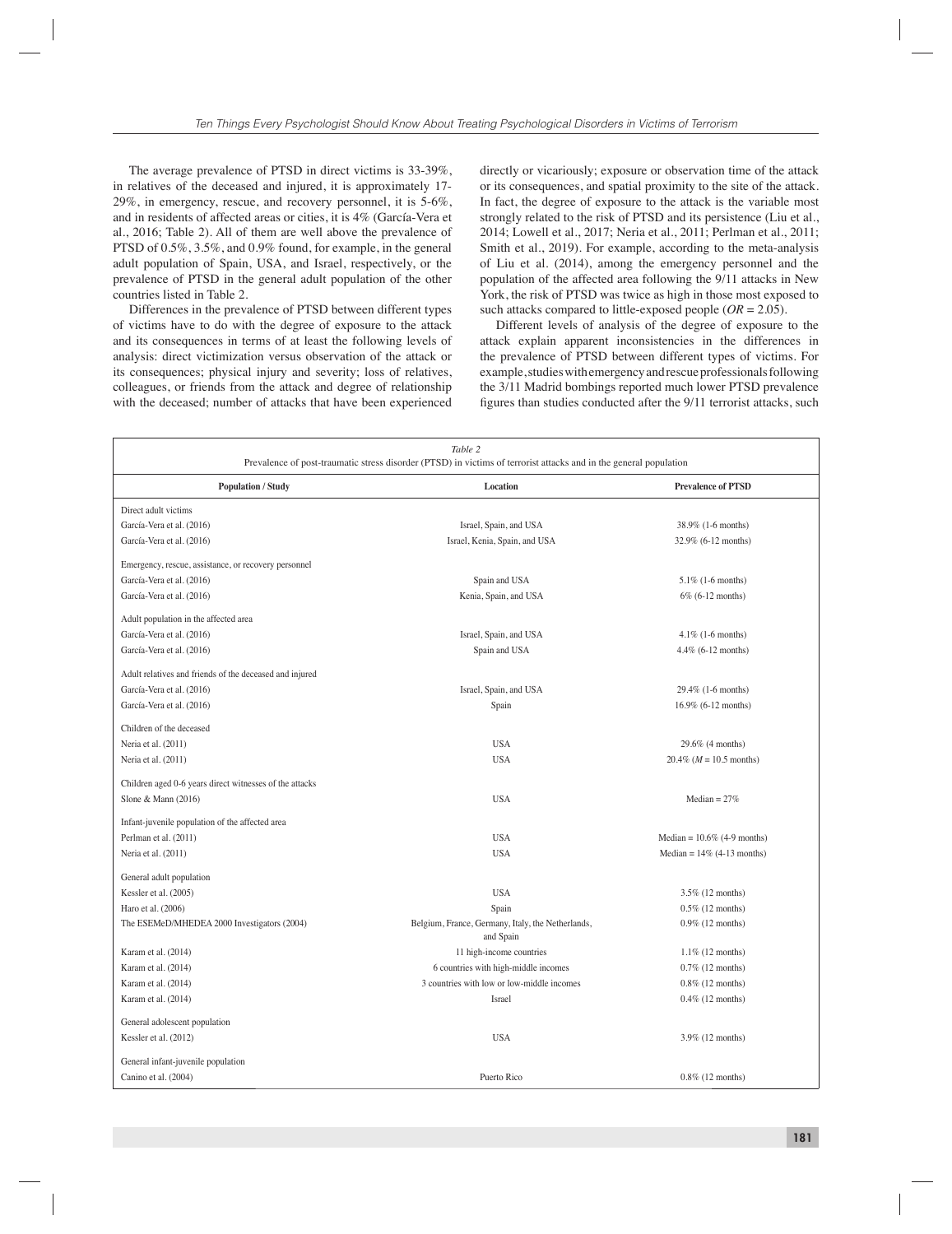The average prevalence of PTSD in direct victims is 33-39%, in relatives of the deceased and injured, it is approximately 17-29%, in emergency, rescue, and recovery personnel, it is 5-6%, and in residents of affected areas or cities, it is 4% (García-Vera et al., 2016; Table 2). All of them are well above the prevalence of PTSD of 0.5%, 3.5%, and 0.9% found, for example, in the general adult population of Spain, USA, and Israel, respectively, or the prevalence of PTSD in the general adult population of the other countries listed in Table 2.

Differences in the prevalence of PTSD between different types of victims have to do with the degree of exposure to the attack and its consequences in terms of at least the following levels of analysis: direct victimization versus observation of the attack or its consequences; physical injury and severity; loss of relatives, colleagues, or friends from the attack and degree of relationship with the deceased; number of attacks that have been experienced directly or vicariously; exposure or observation time of the attack or its consequences, and spatial proximity to the site of the attack. In fact, the degree of exposure to the attack is the variable most strongly related to the risk of PTSD and its persistence (Liu et al., 2014; Lowell et al., 2017; Neria et al., 2011; Perlman et al., 2011; Smith et al., 2019). For example, according to the meta-analysis of Liu et al. (2014), among the emergency personnel and the population of the affected area following the 9/11 attacks in New York, the risk of PTSD was twice as high in those most exposed to such attacks compared to little-exposed people ($OR = 2.05$).

Different levels of analysis of the degree of exposure to the attack explain apparent inconsistencies in the differences in the prevalence of PTSD between different types of victims. For example, studies with emergency and rescue professionals following the 3/11 Madrid bombings reported much lower PTSD prevalence figures than studies conducted after the 9/11 terrorist attacks, such

*Table 2*
Prevalence of post-traumatic stress disorder (PTSD) in victims of terrorist attacks and in the general population

| Population / Study | Location | Prevalence of PTSD |
|---|---|---|
| Direct adult victims | | |
| García-Vera et al. (2016) | Israel, Spain, and USA | 38.9% (1-6 months) |
| García-Vera et al. (2016) | Israel, Kenia, Spain, and USA | 32.9% (6-12 months) |
| Emergency, rescue, assistance, or recovery personnel | | |
| García-Vera et al. (2016) | Spain and USA | 5.1% (1-6 months) |
| García-Vera et al. (2016) | Kenia, Spain, and USA | 6% (6-12 months) |
| Adult population in the affected area | | |
| García-Vera et al. (2016) | Israel, Spain, and USA | 4.1% (1-6 months) |
| García-Vera et al. (2016) | Spain and USA | 4.4% (6-12 months) |
| Adult relatives and friends of the deceased and injured | | |
| García-Vera et al. (2016) | Israel, Spain, and USA | 29.4% (1-6 months) |
| García-Vera et al. (2016) | Spain | 16.9% (6-12 months) |
| Children of the deceased | | |
| Neria et al. (2011) | USA | 29.6% (4 months) |
| Neria et al. (2011) | USA | 20.4% ($M = 10.5$ months) |
| Children aged 0-6 years direct witnesses of the attacks | | |
| Slone & Mann (2016) | USA | Median = 27% |
| Infant-juvenile population of the affected area | | |
| Perlman et al. (2011) | USA | Median = 10.6% (4-9 months) |
| Neria et al. (2011) | USA | Median = 14% (4-13 months) |
| General adult population | | |
| Kessler et al. (2005) | USA | 3.5% (12 months) |
| Haro et al. (2006) | Spain | 0.5% (12 months) |
| The ESEMeD/MHEDEA 2000 Investigators (2004) | Belgium, France, Germany, Italy, the Netherlands, and Spain | 0.9% (12 months) |
| Karam et al. (2014) | 11 high-income countries | 1.1% (12 months) |
| Karam et al. (2014) | 6 countries with high-middle incomes | 0.7% (12 months) |
| Karam et al. (2014) | 3 countries with low or low-middle incomes | 0.8% (12 months) |
| Karam et al. (2014) | Israel | 0.4% (12 months) |
| General adolescent population | | |
| Kessler et al. (2012) | USA | 3.9% (12 months) |
| General infant-juvenile population | | |
| Canino et al. (2004) | Puerto Rico | 0.8% (12 months) |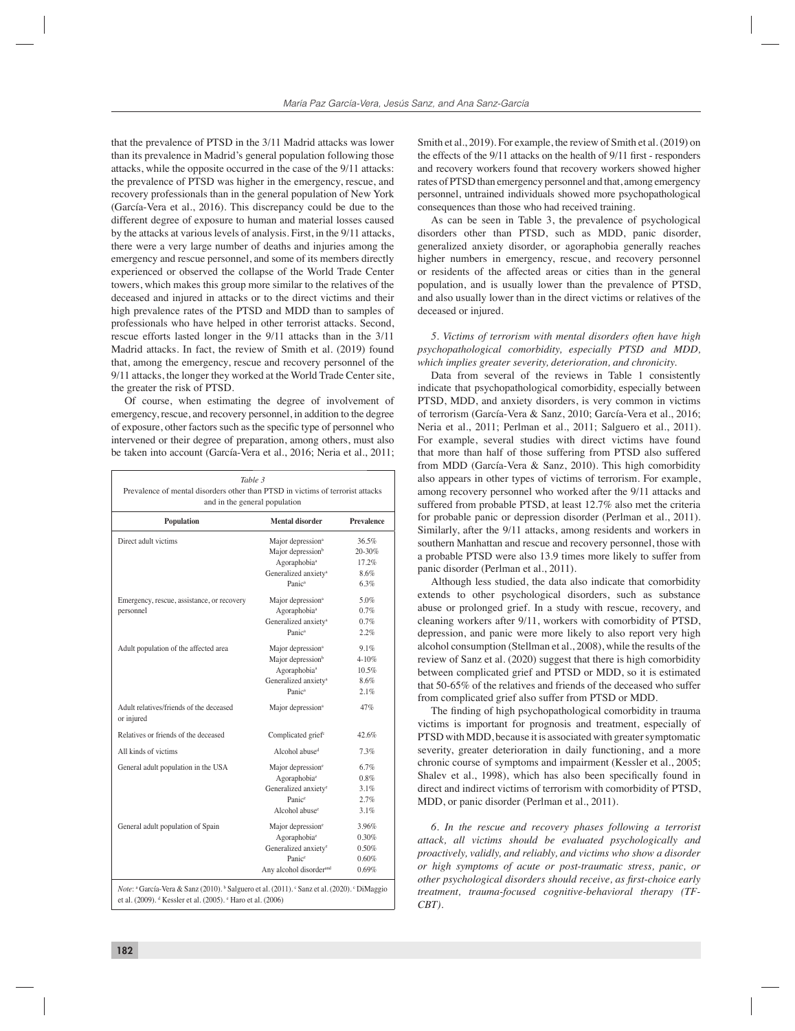that the prevalence of PTSD in the 3/11 Madrid attacks was lower than its prevalence in Madrid's general population following those attacks, while the opposite occurred in the case of the 9/11 attacks: the prevalence of PTSD was higher in the emergency, rescue, and recovery professionals than in the general population of New York (García-Vera et al., 2016). This discrepancy could be due to the different degree of exposure to human and material losses caused by the attacks at various levels of analysis. First, in the 9/11 attacks, there were a very large number of deaths and injuries among the emergency and rescue personnel, and some of its members directly experienced or observed the collapse of the World Trade Center towers, which makes this group more similar to the relatives of the deceased and injured in attacks or to the direct victims and their high prevalence rates of the PTSD and MDD than to samples of professionals who have helped in other terrorist attacks. Second, rescue efforts lasted longer in the 9/11 attacks than in the 3/11 Madrid attacks. In fact, the review of Smith et al. (2019) found that, among the emergency, rescue and recovery personnel of the 9/11 attacks, the longer they worked at the World Trade Center site, the greater the risk of PTSD.

Of course, when estimating the degree of involvement of emergency, rescue, and recovery personnel, in addition to the degree of exposure, other factors such as the specific type of personnel who intervened or their degree of preparation, among others, must also be taken into account (García-Vera et al., 2016; Neria et al., 2011; Smith et al., 2019). For example, the review of Smith et al. (2019) on the effects of the 9/11 attacks on the health of 9/11 first - responders and recovery workers found that recovery workers showed higher rates of PTSD than emergency personnel and that, among emergency personnel, untrained individuals showed more psychopathological consequences than those who had received training.

As can be seen in Table 3, the prevalence of psychological disorders other than PTSD, such as MDD, panic disorder, generalized anxiety disorder, or agoraphobia generally reaches higher numbers in emergency, rescue, and recovery personnel or residents of the affected areas or cities than in the general population, and is usually lower than the prevalence of PTSD, and also usually lower than in the direct victims or relatives of the deceased or injured.

*Table 3*
Prevalence of mental disorders other than PTSD in victims of terrorist attacks and in the general population

| Population | Mental disorder | Prevalence |
|---|---|---|
| Direct adult victims | Major depression[a] | 36.5% |
| | Major depression[b] | 20-30% |
| | Agoraphobia[a] | 17.2% |
| | Generalized anxiety[a] | 8.6% |
| | Panic[a] | 6.3% |
| Emergency, rescue, assistance, or recovery personnel | Major depression[a] | 5.0% |
| | Agoraphobia[a] | 0.7% |
| | Generalized anxiety[a] | 0.7% |
| | Panic[a] | 2.2% |
| Adult population of the affected area | Major depression[a] | 9.1% |
| | Major depression[b] | 4-10% |
| | Agoraphobia[a] | 10.5% |
| | Generalized anxiety[a] | 8.6% |
| | Panic[a] | 2.1% |
| Adult relatives/friends of the deceased or injured | Major depression[a] | 47% |
| Relatives or friends of the deceased | Complicated grief[c] | 42.6% |
| All kinds of victims | Alcohol abuse[d] | 7.3% |
| General adult population in the USA | Major depression[e] | 6.7% |
| | Agoraphobia[e] | 0.8% |
| | Generalized anxiety[e] | 3.1% |
| | Panic[e] | 2.7% |
| | Alcohol abuse[e] | 3.1% |
| General adult population of Spain | Major depression[f] | 3.96% |
| | Agoraphobia[f] | 0.30% |
| | Generalized anxiety[f] | 0.50% |
| | Panic[f] | 0.60% |
| | Any alcohol disorder[and] | 0.69% |

*Note*: [a] García-Vera & Sanz (2010). [b] Salguero et al. (2011). [c] Sanz et al. (2020). [c] DiMaggio et al. (2009). [d] Kessler et al. (2005). [e] Haro et al. (2006)

*5. Victims of terrorism with mental disorders often have high psychopathological comorbidity, especially PTSD and MDD, which implies greater severity, deterioration, and chronicity.*

Data from several of the reviews in Table 1 consistently indicate that psychopathological comorbidity, especially between PTSD, MDD, and anxiety disorders, is very common in victims of terrorism (García-Vera & Sanz, 2010; García-Vera et al., 2016; Neria et al., 2011; Perlman et al., 2011; Salguero et al., 2011). For example, several studies with direct victims have found that more than half of those suffering from PTSD also suffered from MDD (García-Vera & Sanz, 2010). This high comorbidity also appears in other types of victims of terrorism. For example, among recovery personnel who worked after the 9/11 attacks and suffered from probable PTSD, at least 12.7% also met the criteria for probable panic or depression disorder (Perlman et al., 2011). Similarly, after the 9/11 attacks, among residents and workers in southern Manhattan and rescue and recovery personnel, those with a probable PTSD were also 13.9 times more likely to suffer from panic disorder (Perlman et al., 2011).

Although less studied, the data also indicate that comorbidity extends to other psychological disorders, such as substance abuse or prolonged grief. In a study with rescue, recovery, and cleaning workers after 9/11, workers with comorbidity of PTSD, depression, and panic were more likely to also report very high alcohol consumption (Stellman et al., 2008), while the results of the review of Sanz et al. (2020) suggest that there is high comorbidity between complicated grief and PTSD or MDD, so it is estimated that 50-65% of the relatives and friends of the deceased who suffer from complicated grief also suffer from PTSD or MDD.

The finding of high psychopathological comorbidity in trauma victims is important for prognosis and treatment, especially of PTSD with MDD, because it is associated with greater symptomatic severity, greater deterioration in daily functioning, and a more chronic course of symptoms and impairment (Kessler et al., 2005; Shalev et al., 1998), which has also been specifically found in direct and indirect victims of terrorism with comorbidity of PTSD, MDD, or panic disorder (Perlman et al., 2011).

*6. In the rescue and recovery phases following a terrorist attack, all victims should be evaluated psychologically and proactively, validly, and reliably, and victims who show a disorder or high symptoms of acute or post-traumatic stress, panic, or other psychological disorders should receive, as first-choice early treatment, trauma-focused cognitive-behavioral therapy (TF-CBT).*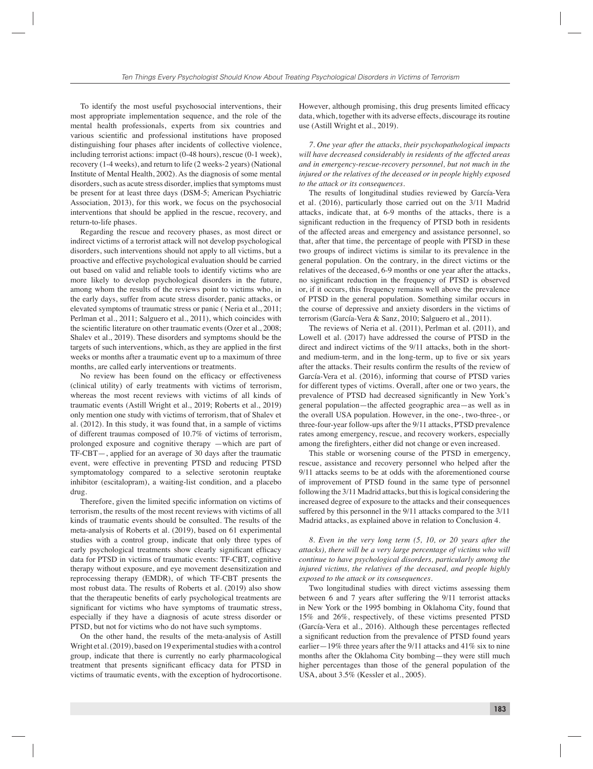To identify the most useful psychosocial interventions, their most appropriate implementation sequence, and the role of the mental health professionals, experts from six countries and various scientific and professional institutions have proposed distinguishing four phases after incidents of collective violence, including terrorist actions: impact (0-48 hours), rescue (0-1 week), recovery (1-4 weeks), and return to life (2 weeks-2 years) (National Institute of Mental Health, 2002). As the diagnosis of some mental disorders, such as acute stress disorder, implies that symptoms must be present for at least three days (DSM-5; American Psychiatric Association, 2013), for this work, we focus on the psychosocial interventions that should be applied in the rescue, recovery, and return-to-life phases.

Regarding the rescue and recovery phases, as most direct or indirect victims of a terrorist attack will not develop psychological disorders, such interventions should not apply to all victims, but a proactive and effective psychological evaluation should be carried out based on valid and reliable tools to identify victims who are more likely to develop psychological disorders in the future, among whom the results of the reviews point to victims who, in the early days, suffer from acute stress disorder, panic attacks, or elevated symptoms of traumatic stress or panic ( Neria et al., 2011; Perlman et al., 2011; Salguero et al., 2011), which coincides with the scientific literature on other traumatic events (Ozer et al., 2008; Shalev et al., 2019). These disorders and symptoms should be the targets of such interventions, which, as they are applied in the first weeks or months after a traumatic event up to a maximum of three months, are called early interventions or treatments.

No review has been found on the efficacy or effectiveness (clinical utility) of early treatments with victims of terrorism, whereas the most recent reviews with victims of all kinds of traumatic events (Astill Wright et al., 2019; Roberts et al., 2019) only mention one study with victims of terrorism, that of Shalev et al. (2012). In this study, it was found that, in a sample of victims of different traumas composed of 10.7% of victims of terrorism, prolonged exposure and cognitive therapy —which are part of TF-CBT—, applied for an average of 30 days after the traumatic event, were effective in preventing PTSD and reducing PTSD symptomatology compared to a selective serotonin reuptake inhibitor (escitalopram), a waiting-list condition, and a placebo drug.

Therefore, given the limited specific information on victims of terrorism, the results of the most recent reviews with victims of all kinds of traumatic events should be consulted. The results of the meta-analysis of Roberts et al. (2019), based on 61 experimental studies with a control group, indicate that only three types of early psychological treatments show clearly significant efficacy data for PTSD in victims of traumatic events: TF-CBT, cognitive therapy without exposure, and eye movement desensitization and reprocessing therapy (EMDR), of which TF-CBT presents the most robust data. The results of Roberts et al. (2019) also show that the therapeutic benefits of early psychological treatments are significant for victims who have symptoms of traumatic stress, especially if they have a diagnosis of acute stress disorder or PTSD, but not for victims who do not have such symptoms.

On the other hand, the results of the meta-analysis of Astill Wright et al. (2019), based on 19 experimental studies with a control group, indicate that there is currently no early pharmacological treatment that presents significant efficacy data for PTSD in victims of traumatic events, with the exception of hydrocortisone. However, although promising, this drug presents limited efficacy data, which, together with its adverse effects, discourage its routine use (Astill Wright et al., 2019).

*7. One year after the attacks, their psychopathological impacts will have decreased considerably in residents of the affected areas and in emergency-rescue-recovery personnel, but not much in the injured or the relatives of the deceased or in people highly exposed to the attack or its consequences.*

The results of longitudinal studies reviewed by García-Vera et al. (2016), particularly those carried out on the 3/11 Madrid attacks, indicate that, at 6-9 months of the attacks, there is a significant reduction in the frequency of PTSD both in residents of the affected areas and emergency and assistance personnel, so that, after that time, the percentage of people with PTSD in these two groups of indirect victims is similar to its prevalence in the general population. On the contrary, in the direct victims or the relatives of the deceased, 6-9 months or one year after the attacks, no significant reduction in the frequency of PTSD is observed or, if it occurs, this frequency remains well above the prevalence of PTSD in the general population. Something similar occurs in the course of depressive and anxiety disorders in the victims of terrorism (García-Vera & Sanz, 2010; Salguero et al., 2011).

The reviews of Neria et al. (2011), Perlman et al. (2011), and Lowell et al. (2017) have addressed the course of PTSD in the direct and indirect victims of the 9/11 attacks, both in the short- and medium-term, and in the long-term, up to five or six years after the attacks. Their results confirm the results of the review of García-Vera et al. (2016), informing that course of PTSD varies for different types of victims. Overall, after one or two years, the prevalence of PTSD had decreased significantly in New York's general population—the affected geographic area—as well as in the overall USA population. However, in the one-, two-three-, or three-four-year follow-ups after the 9/11 attacks, PTSD prevalence rates among emergency, rescue, and recovery workers, especially among the firefighters, either did not change or even increased.

This stable or worsening course of the PTSD in emergency, rescue, assistance and recovery personnel who helped after the 9/11 attacks seems to be at odds with the aforementioned course of improvement of PTSD found in the same type of personnel following the 3/11 Madrid attacks, but this is logical considering the increased degree of exposure to the attacks and their consequences suffered by this personnel in the 9/11 attacks compared to the 3/11 Madrid attacks, as explained above in relation to Conclusion 4.

*8. Even in the very long term (5, 10, or 20 years after the attacks), there will be a very large percentage of victims who will continue to have psychological disorders, particularly among the injured victims, the relatives of the deceased, and people highly exposed to the attack or its consequences.*

Two longitudinal studies with direct victims assessing them between 6 and 7 years after suffering the 9/11 terrorist attacks in New York or the 1995 bombing in Oklahoma City, found that 15% and 26%, respectively, of these victims presented PTSD (García-Vera et al., 2016). Although these percentages reflected a significant reduction from the prevalence of PTSD found years earlier—19% three years after the 9/11 attacks and 41% six to nine months after the Oklahoma City bombing—they were still much higher percentages than those of the general population of the USA, about 3.5% (Kessler et al., 2005).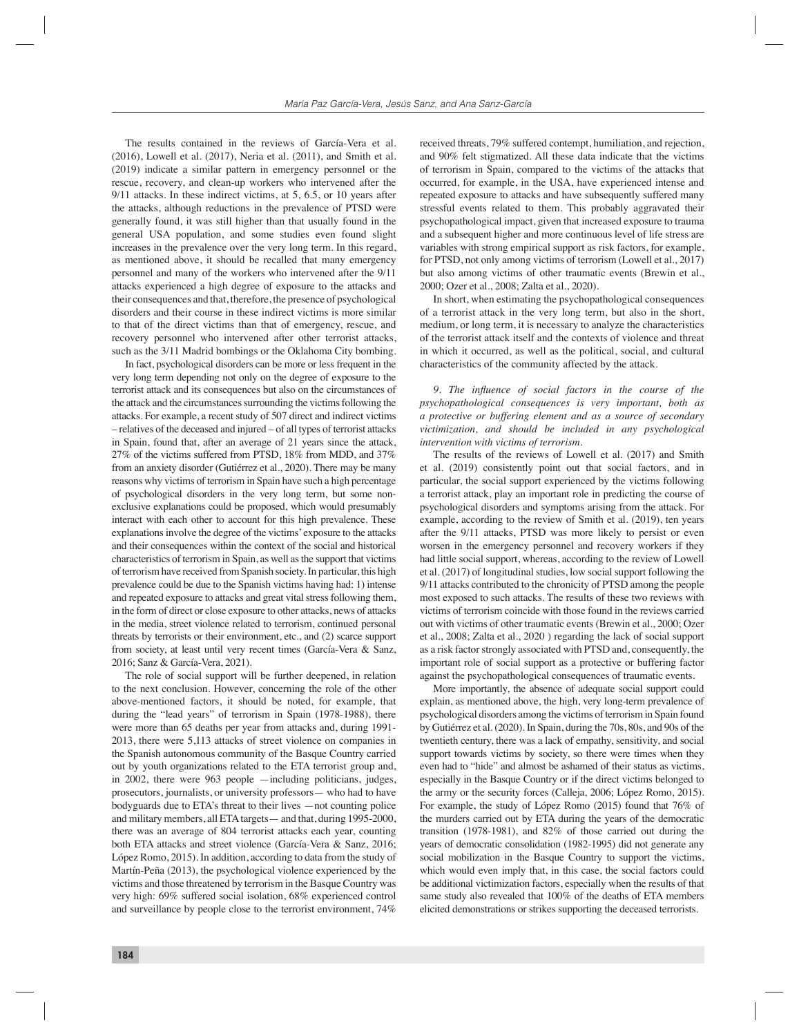The results contained in the reviews of García-Vera et al. (2016), Lowell et al. (2017), Neria et al. (2011), and Smith et al. (2019) indicate a similar pattern in emergency personnel or the rescue, recovery, and clean-up workers who intervened after the 9/11 attacks. In these indirect victims, at 5, 6.5, or 10 years after the attacks, although reductions in the prevalence of PTSD were generally found, it was still higher than that usually found in the general USA population, and some studies even found slight increases in the prevalence over the very long term. In this regard, as mentioned above, it should be recalled that many emergency personnel and many of the workers who intervened after the 9/11 attacks experienced a high degree of exposure to the attacks and their consequences and that, therefore, the presence of psychological disorders and their course in these indirect victims is more similar to that of the direct victims than that of emergency, rescue, and recovery personnel who intervened after other terrorist attacks, such as the 3/11 Madrid bombings or the Oklahoma City bombing.

In fact, psychological disorders can be more or less frequent in the very long term depending not only on the degree of exposure to the terrorist attack and its consequences but also on the circumstances of the attack and the circumstances surrounding the victims following the attacks. For example, a recent study of 507 direct and indirect victims – relatives of the deceased and injured – of all types of terrorist attacks in Spain, found that, after an average of 21 years since the attack, 27% of the victims suffered from PTSD, 18% from MDD, and 37% from an anxiety disorder (Gutiérrez et al., 2020). There may be many reasons why victims of terrorism in Spain have such a high percentage of psychological disorders in the very long term, but some non-exclusive explanations could be proposed, which would presumably interact with each other to account for this high prevalence. These explanations involve the degree of the victims' exposure to the attacks and their consequences within the context of the social and historical characteristics of terrorism in Spain, as well as the support that victims of terrorism have received from Spanish society. In particular, this high prevalence could be due to the Spanish victims having had: 1) intense and repeated exposure to attacks and great vital stress following them, in the form of direct or close exposure to other attacks, news of attacks in the media, street violence related to terrorism, continued personal threats by terrorists or their environment, etc., and (2) scarce support from society, at least until very recent times (García-Vera & Sanz, 2016; Sanz & García-Vera, 2021).

The role of social support will be further deepened, in relation to the next conclusion. However, concerning the role of the other above-mentioned factors, it should be noted, for example, that during the "lead years" of terrorism in Spain (1978-1988), there were more than 65 deaths per year from attacks and, during 1991-2013, there were 5,113 attacks of street violence on companies in the Spanish autonomous community of the Basque Country carried out by youth organizations related to the ETA terrorist group and, in 2002, there were 963 people —including politicians, judges, prosecutors, journalists, or university professors— who had to have bodyguards due to ETA's threat to their lives —not counting police and military members, all ETA targets— and that, during 1995-2000, there was an average of 804 terrorist attacks each year, counting both ETA attacks and street violence (García-Vera & Sanz, 2016; López Romo, 2015). In addition, according to data from the study of Martín-Peña (2013), the psychological violence experienced by the victims and those threatened by terrorism in the Basque Country was very high: 69% suffered social isolation, 68% experienced control and surveillance by people close to the terrorist environment, 74% received threats, 79% suffered contempt, humiliation, and rejection, and 90% felt stigmatized. All these data indicate that the victims of terrorism in Spain, compared to the victims of the attacks that occurred, for example, in the USA, have experienced intense and repeated exposure to attacks and have subsequently suffered many stressful events related to them. This probably aggravated their psychopathological impact, given that increased exposure to trauma and a subsequent higher and more continuous level of life stress are variables with strong empirical support as risk factors, for example, for PTSD, not only among victims of terrorism (Lowell et al., 2017) but also among victims of other traumatic events (Brewin et al., 2000; Ozer et al., 2008; Zalta et al., 2020).

In short, when estimating the psychopathological consequences of a terrorist attack in the very long term, but also in the short, medium, or long term, it is necessary to analyze the characteristics of the terrorist attack itself and the contexts of violence and threat in which it occurred, as well as the political, social, and cultural characteristics of the community affected by the attack.

*9. The influence of social factors in the course of the psychopathological consequences is very important, both as a protective or buffering element and as a source of secondary victimization, and should be included in any psychological intervention with victims of terrorism.*

The results of the reviews of Lowell et al. (2017) and Smith et al. (2019) consistently point out that social factors, and in particular, the social support experienced by the victims following a terrorist attack, play an important role in predicting the course of psychological disorders and symptoms arising from the attack. For example, according to the review of Smith et al. (2019), ten years after the 9/11 attacks, PTSD was more likely to persist or even worsen in the emergency personnel and recovery workers if they had little social support, whereas, according to the review of Lowell et al. (2017) of longitudinal studies, low social support following the 9/11 attacks contributed to the chronicity of PTSD among the people most exposed to such attacks. The results of these two reviews with victims of terrorism coincide with those found in the reviews carried out with victims of other traumatic events (Brewin et al., 2000; Ozer et al., 2008; Zalta et al., 2020 ) regarding the lack of social support as a risk factor strongly associated with PTSD and, consequently, the important role of social support as a protective or buffering factor against the psychopathological consequences of traumatic events.

More importantly, the absence of adequate social support could explain, as mentioned above, the high, very long-term prevalence of psychological disorders among the victims of terrorism in Spain found by Gutiérrez et al. (2020). In Spain, during the 70s, 80s, and 90s of the twentieth century, there was a lack of empathy, sensitivity, and social support towards victims by society, so there were times when they even had to "hide" and almost be ashamed of their status as victims, especially in the Basque Country or if the direct victims belonged to the army or the security forces (Calleja, 2006; López Romo, 2015). For example, the study of López Romo (2015) found that 76% of the murders carried out by ETA during the years of the democratic transition (1978-1981), and 82% of those carried out during the years of democratic consolidation (1982-1995) did not generate any social mobilization in the Basque Country to support the victims, which would even imply that, in this case, the social factors could be additional victimization factors, especially when the results of that same study also revealed that 100% of the deaths of ETA members elicited demonstrations or strikes supporting the deceased terrorists.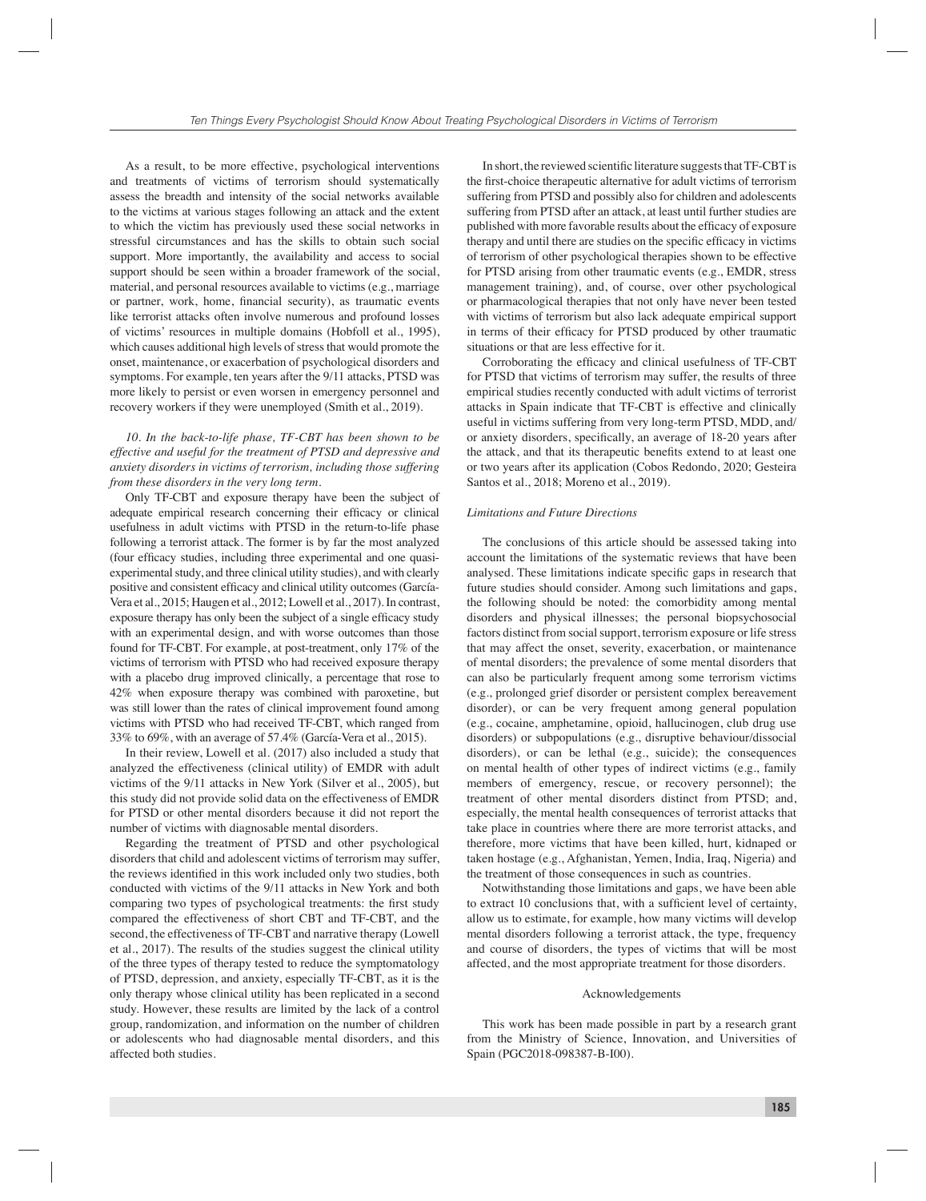As a result, to be more effective, psychological interventions and treatments of victims of terrorism should systematically assess the breadth and intensity of the social networks available to the victims at various stages following an attack and the extent to which the victim has previously used these social networks in stressful circumstances and has the skills to obtain such social support. More importantly, the availability and access to social support should be seen within a broader framework of the social, material, and personal resources available to victims (e.g., marriage or partner, work, home, financial security), as traumatic events like terrorist attacks often involve numerous and profound losses of victims' resources in multiple domains (Hobfoll et al., 1995), which causes additional high levels of stress that would promote the onset, maintenance, or exacerbation of psychological disorders and symptoms. For example, ten years after the 9/11 attacks, PTSD was more likely to persist or even worsen in emergency personnel and recovery workers if they were unemployed (Smith et al., 2019).

*10. In the back-to-life phase, TF-CBT has been shown to be effective and useful for the treatment of PTSD and depressive and anxiety disorders in victims of terrorism, including those suffering from these disorders in the very long term.*

Only TF-CBT and exposure therapy have been the subject of adequate empirical research concerning their efficacy or clinical usefulness in adult victims with PTSD in the return-to-life phase following a terrorist attack. The former is by far the most analyzed (four efficacy studies, including three experimental and one quasi-experimental study, and three clinical utility studies), and with clearly positive and consistent efficacy and clinical utility outcomes (García-Vera et al., 2015; Haugen et al., 2012; Lowell et al., 2017). In contrast, exposure therapy has only been the subject of a single efficacy study with an experimental design, and with worse outcomes than those found for TF-CBT. For example, at post-treatment, only 17% of the victims of terrorism with PTSD who had received exposure therapy with a placebo drug improved clinically, a percentage that rose to 42% when exposure therapy was combined with paroxetine, but was still lower than the rates of clinical improvement found among victims with PTSD who had received TF-CBT, which ranged from 33% to 69%, with an average of 57.4% (García-Vera et al., 2015).

In their review, Lowell et al. (2017) also included a study that analyzed the effectiveness (clinical utility) of EMDR with adult victims of the 9/11 attacks in New York (Silver et al., 2005), but this study did not provide solid data on the effectiveness of EMDR for PTSD or other mental disorders because it did not report the number of victims with diagnosable mental disorders.

Regarding the treatment of PTSD and other psychological disorders that child and adolescent victims of terrorism may suffer, the reviews identified in this work included only two studies, both conducted with victims of the 9/11 attacks in New York and both comparing two types of psychological treatments: the first study compared the effectiveness of short CBT and TF-CBT, and the second, the effectiveness of TF-CBT and narrative therapy (Lowell et al., 2017). The results of the studies suggest the clinical utility of the three types of therapy tested to reduce the symptomatology of PTSD, depression, and anxiety, especially TF-CBT, as it is the only therapy whose clinical utility has been replicated in a second study. However, these results are limited by the lack of a control group, randomization, and information on the number of children or adolescents who had diagnosable mental disorders, and this affected both studies.

In short, the reviewed scientific literature suggests that TF-CBT is the first-choice therapeutic alternative for adult victims of terrorism suffering from PTSD and possibly also for children and adolescents suffering from PTSD after an attack, at least until further studies are published with more favorable results about the efficacy of exposure therapy and until there are studies on the specific efficacy in victims of terrorism of other psychological therapies shown to be effective for PTSD arising from other traumatic events (e.g., EMDR, stress management training), and, of course, over other psychological or pharmacological therapies that not only have never been tested with victims of terrorism but also lack adequate empirical support in terms of their efficacy for PTSD produced by other traumatic situations or that are less effective for it.

Corroborating the efficacy and clinical usefulness of TF-CBT for PTSD that victims of terrorism may suffer, the results of three empirical studies recently conducted with adult victims of terrorist attacks in Spain indicate that TF-CBT is effective and clinically useful in victims suffering from very long-term PTSD, MDD, and/or anxiety disorders, specifically, an average of 18-20 years after the attack, and that its therapeutic benefits extend to at least one or two years after its application (Cobos Redondo, 2020; Gesteira Santos et al., 2018; Moreno et al., 2019).

### *Limitations and Future Directions*

The conclusions of this article should be assessed taking into account the limitations of the systematic reviews that have been analysed. These limitations indicate specific gaps in research that future studies should consider. Among such limitations and gaps, the following should be noted: the comorbidity among mental disorders and physical illnesses; the personal biopsychosocial factors distinct from social support, terrorism exposure or life stress that may affect the onset, severity, exacerbation, or maintenance of mental disorders; the prevalence of some mental disorders that can also be particularly frequent among some terrorism victims (e.g., prolonged grief disorder or persistent complex bereavement disorder), or can be very frequent among general population (e.g., cocaine, amphetamine, opioid, hallucinogen, club drug use disorders) or subpopulations (e.g., disruptive behaviour/dissocial disorders), or can be lethal (e.g., suicide); the consequences on mental health of other types of indirect victims (e.g., family members of emergency, rescue, or recovery personnel); the treatment of other mental disorders distinct from PTSD; and, especially, the mental health consequences of terrorist attacks that take place in countries where there are more terrorist attacks, and therefore, more victims that have been killed, hurt, kidnaped or taken hostage (e.g., Afghanistan, Yemen, India, Iraq, Nigeria) and the treatment of those consequences in such as countries.

Notwithstanding those limitations and gaps, we have been able to extract 10 conclusions that, with a sufficient level of certainty, allow us to estimate, for example, how many victims will develop mental disorders following a terrorist attack, the type, frequency and course of disorders, the types of victims that will be most affected, and the most appropriate treatment for those disorders.

## Acknowledgements

This work has been made possible in part by a research grant from the Ministry of Science, Innovation, and Universities of Spain (PGC2018-098387-B-I00).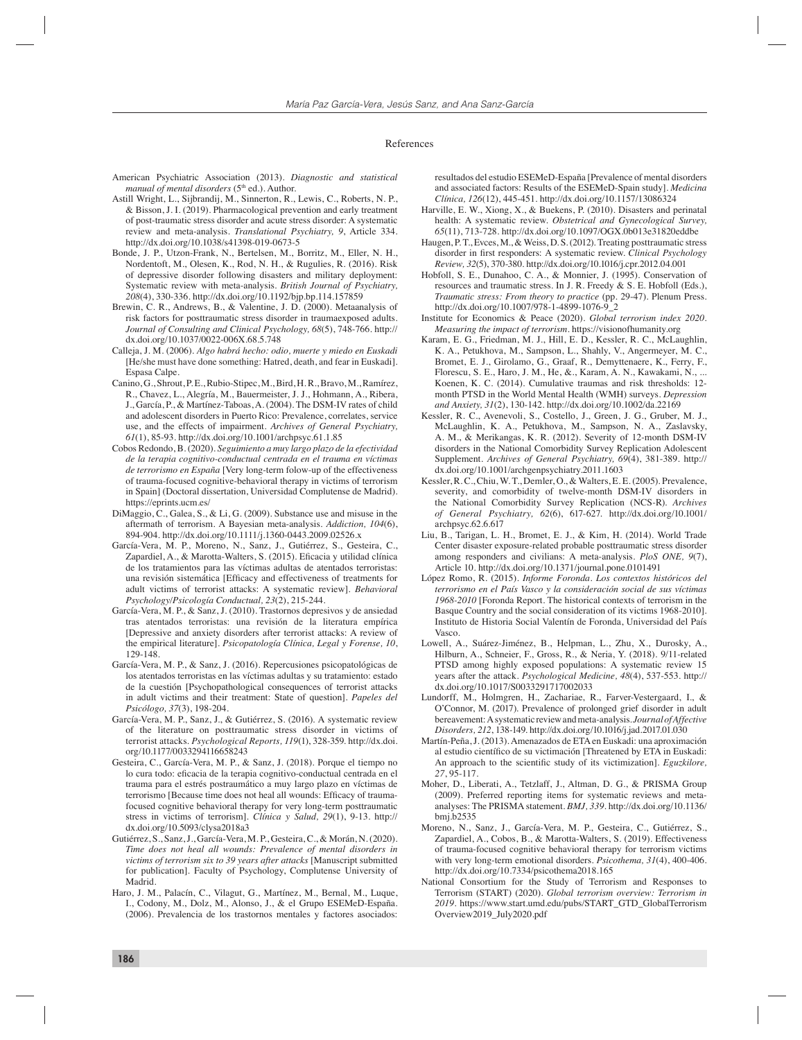## References

American Psychiatric Association (2013). *Diagnostic and statistical manual of mental disorders* (5th ed.). Author.

Astill Wright, L., Sijbrandij, M., Sinnerton, R., Lewis, C., Roberts, N. P., & Bisson, J. I. (2019). Pharmacological prevention and early treatment of post-traumatic stress disorder and acute stress disorder: A systematic review and meta-analysis. *Translational Psychiatry, 9*, Article 334. http://dx.doi.org/10.1038/s41398-019-0673-5

Bonde, J. P., Utzon-Frank, N., Bertelsen, M., Borritz, M., Eller, N. H., Nordentoft, M., Olesen, K., Rod, N. H., & Rugulies, R. (2016). Risk of depressive disorder following disasters and military deployment: Systematic review with meta-analysis. *British Journal of Psychiatry, 208*(4), 330-336. http://dx.doi.org/10.1192/bjp.bp.114.157859

Brewin, C. R., Andrews, B., & Valentine, J. D. (2000). Metaanalysis of risk factors for posttraumatic stress disorder in traumaexposed adults. *Journal of Consulting and Clinical Psychology, 68*(5), 748-766. http://dx.doi.org/10.1037/0022-006X.68.5.748

Calleja, J. M. (2006). *Algo habrá hecho: odio, muerte y miedo en Euskadi* [He/she must have done something: Hatred, death, and fear in Euskadi]. Espasa Calpe.

Canino, G., Shrout, P. E., Rubio-Stipec, M., Bird, H. R., Bravo, M., Ramírez, R., Chavez, L., Alegría, M., Bauermeister, J. J., Hohmann, A., Ribera, J., García, P., & Martínez-Taboas, A. (2004). The DSM-IV rates of child and adolescent disorders in Puerto Rico: Prevalence, correlates, service use, and the effects of impairment. *Archives of General Psychiatry, 61*(1), 85-93. http://dx.doi.org/10.1001/archpsyc.61.1.85

Cobos Redondo, B. (2020). *Seguimiento a muy largo plazo de la efectividad de la terapia cognitivo-conductual centrada en el trauma en víctimas de terrorismo en España* [Very long-term folow-up of the effectiveness of trauma-focused cognitive-behavioral therapy in victims of terrorism in Spain] (Doctoral dissertation, Universidad Complutense de Madrid). https://eprints.ucm.es/

DiMaggio, C., Galea, S., & Li, G. (2009). Substance use and misuse in the aftermath of terrorism. A Bayesian meta-analysis. *Addiction, 104*(6), 894-904. http://dx.doi.org/10.1111/j.1360-0443.2009.02526.x

García-Vera, M. P., Moreno, N., Sanz, J., Gutiérrez, S., Gesteira, C., Zapardiel, A., & Marotta-Walters, S. (2015). Eficacia y utilidad clínica de los tratamientos para las víctimas adultas de atentados terroristas: una revisión sistemática [Efficacy and effectiveness of treatments for adult victims of terrorist attacks: A systematic review]. *Behavioral Psychology/Psicología Conductual, 23*(2), 215-244.

García-Vera, M. P., & Sanz, J. (2010). Trastornos depresivos y de ansiedad tras atentados terroristas: una revisión de la literatura empírica [Depressive and anxiety disorders after terrorist attacks: A review of the empirical literature]. *Psicopatología Clínica, Legal y Forense, 10*, 129-148.

García-Vera, M. P., & Sanz, J. (2016). Repercusiones psicopatológicas de los atentados terroristas en las víctimas adultas y su tratamiento: estado de la cuestión [Psychopathological consequences of terrorist attacks in adult victims and their treatment: State of question]. *Papeles del Psicólogo, 37*(3), 198-204.

García-Vera, M. P., Sanz, J., & Gutiérrez, S. (2016). A systematic review of the literature on posttraumatic stress disorder in victims of terrorist attacks. *Psychological Reports, 119*(1), 328-359. http://dx.doi.org/10.1177/0033294116658243

Gesteira, C., García-Vera, M. P., & Sanz, J. (2018). Porque el tiempo no lo cura todo: eficacia de la terapia cognitivo-conductual centrada en el trauma para el estrés postraumático a muy largo plazo en víctimas de terrorismo [Because time does not heal all wounds: Efficacy of trauma-focused cognitive behavioral therapy for very long-term posttraumatic stress in victims of terrorism]. *Clínica y Salud, 29*(1), 9-13. http://dx.doi.org/10.5093/clysa2018a3

Gutiérrez, S., Sanz, J., García-Vera, M. P., Gesteira, C., & Morán, N. (2020). *Time does not heal all wounds: Prevalence of mental disorders in victims of terrorism six to 39 years after attacks* [Manuscript submitted for publication]. Faculty of Psychology, Complutense University of Madrid.

Haro, J. M., Palacín, C., Vilagut, G., Martínez, M., Bernal, M., Luque, I., Codony, M., Dolz, M., Alonso, J., & el Grupo ESEMeD-España. (2006). Prevalencia de los trastornos mentales y factores asociados: resultados del estudio ESEMeD-España [Prevalence of mental disorders and associated factors: Results of the ESEMeD-Spain study]. *Medicina Clínica, 126*(12), 445-451. http://dx.doi.org/10.1157/13086324

Harville, E. W., Xiong, X., & Buekens, P. (2010). Disasters and perinatal health: A systematic review. *Obstetrical and Gynecological Survey, 65*(11), 713-728. http://dx.doi.org/10.1097/OGX.0b013e31820eddbe

Haugen, P. T., Evces, M., & Weiss, D. S. (2012). Treating posttraumatic stress disorder in first responders: A systematic review. *Clinical Psychology Review, 32*(5), 370-380. http://dx.doi.org/10.1016/j.cpr.2012.04.001

Hobfoll, S. E., Dunahoo, C. A., & Monnier, J. (1995). Conservation of resources and traumatic stress. In J. R. Freedy & S. E. Hobfoll (Eds.), *Traumatic stress: From theory to practice* (pp. 29-47). Plenum Press. http://dx.doi.org/10.1007/978-1-4899-1076-9_2

Institute for Economics & Peace (2020). *Global terrorism index 2020. Measuring the impact of terrorism*. https://visionofhumanity.org

Karam, E. G., Friedman, M. J., Hill, E. D., Kessler, R. C., McLaughlin, K. A., Petukhova, M., Sampson, L., Shahly, V., Angermeyer, M. C., Bromet, E. J., Girolamo, G., Graaf, R., Demyttenaere, K., Ferry, F., Florescu, S. E., Haro, J. M., He, &., Karam, A. N., Kawakami, N., ... Koenen, K. C. (2014). Cumulative traumas and risk thresholds: 12-month PTSD in the World Mental Health (WMH) surveys. *Depression and Anxiety, 31*(2), 130-142. http://dx.doi.org/10.1002/da.22169

Kessler, R. C., Avenevoli, S., Costello, J., Green, J. G., Gruber, M. J., McLaughlin, K. A., Petukhova, M., Sampson, N. A., Zaslavsky, A. M., & Merikangas, K. R. (2012). Severity of 12-month DSM-IV disorders in the National Comorbidity Survey Replication Adolescent Supplement. *Archives of General Psychiatry, 69*(4), 381-389. http://dx.doi.org/10.1001/archgenpsychiatry.2011.1603

Kessler, R. C., Chiu, W. T., Demler, O., & Walters, E. E. (2005). Prevalence, severity, and comorbidity of twelve-month DSM-IV disorders in the National Comorbidity Survey Replication (NCS-R). *Archives of General Psychiatry, 62*(6), 617-627. http://dx.doi.org/10.1001/archpsyc.62.6.617

Liu, B., Tarigan, L. H., Bromet, E. J., & Kim, H. (2014). World Trade Center disaster exposure-related probable posttraumatic stress disorder among responders and civilians: A meta-analysis. *PloS ONE, 9*(7), Article 10. http://dx.doi.org/10.1371/journal.pone.0101491

López Romo, R. (2015). *Informe Foronda. Los contextos históricos del terrorismo en el País Vasco y la consideración social de sus víctimas 1968-2010* [Foronda Report. The historical contexts of terrorism in the Basque Country and the social consideration of its victims 1968-2010]. Instituto de Historia Social Valentín de Foronda, Universidad del País Vasco.

Lowell, A., Suárez-Jiménez, B., Helpman, L., Zhu, X., Durosky, A., Hilburn, A., Schneier, F., Gross, R., & Neria, Y. (2018). 9/11-related PTSD among highly exposed populations: A systematic review 15 years after the attack. *Psychological Medicine, 48*(4), 537-553. http://dx.doi.org/10.1017/S0033291717002033

Lundorff, M., Holmgren, H., Zachariae, R., Farver-Vestergaard, I., & O'Connor, M. (2017). Prevalence of prolonged grief disorder in adult bereavement: A systematic review and meta-analysis. *Journal of Affective Disorders, 212*, 138-149. http://dx.doi.org/10.1016/j.jad.2017.01.030

Martín-Peña, J. (2013). Amenazados de ETA en Euskadi: una aproximación al estudio científico de su victimación [Threatened by ETA in Euskadi: An approach to the scientific study of its victimization]. *Eguzkilore, 27*, 95-117.

Moher, D., Liberati, A., Tetzlaff, J., Altman, D. G., & PRISMA Group (2009). Preferred reporting items for systematic reviews and meta-analyses: The PRISMA statement. *BMJ, 339*. http://dx.doi.org/10.1136/bmj.b2535

Moreno, N., Sanz, J., García-Vera, M. P., Gesteira, C., Gutiérrez, S., Zapardiel, A., Cobos, B., & Marotta-Walters, S. (2019). Effectiveness of trauma-focused cognitive behavioral therapy for terrorism victims with very long-term emotional disorders. *Psicothema, 31*(4), 400-406. http://dx.doi.org/10.7334/psicothema2018.165

National Consortium for the Study of Terrorism and Responses to Terrorism (START) (2020). *Global terrorism overview: Terrorism in 2019*. https://www.start.umd.edu/pubs/START_GTD_GlobalTerrorismOverview2019_July2020.pdf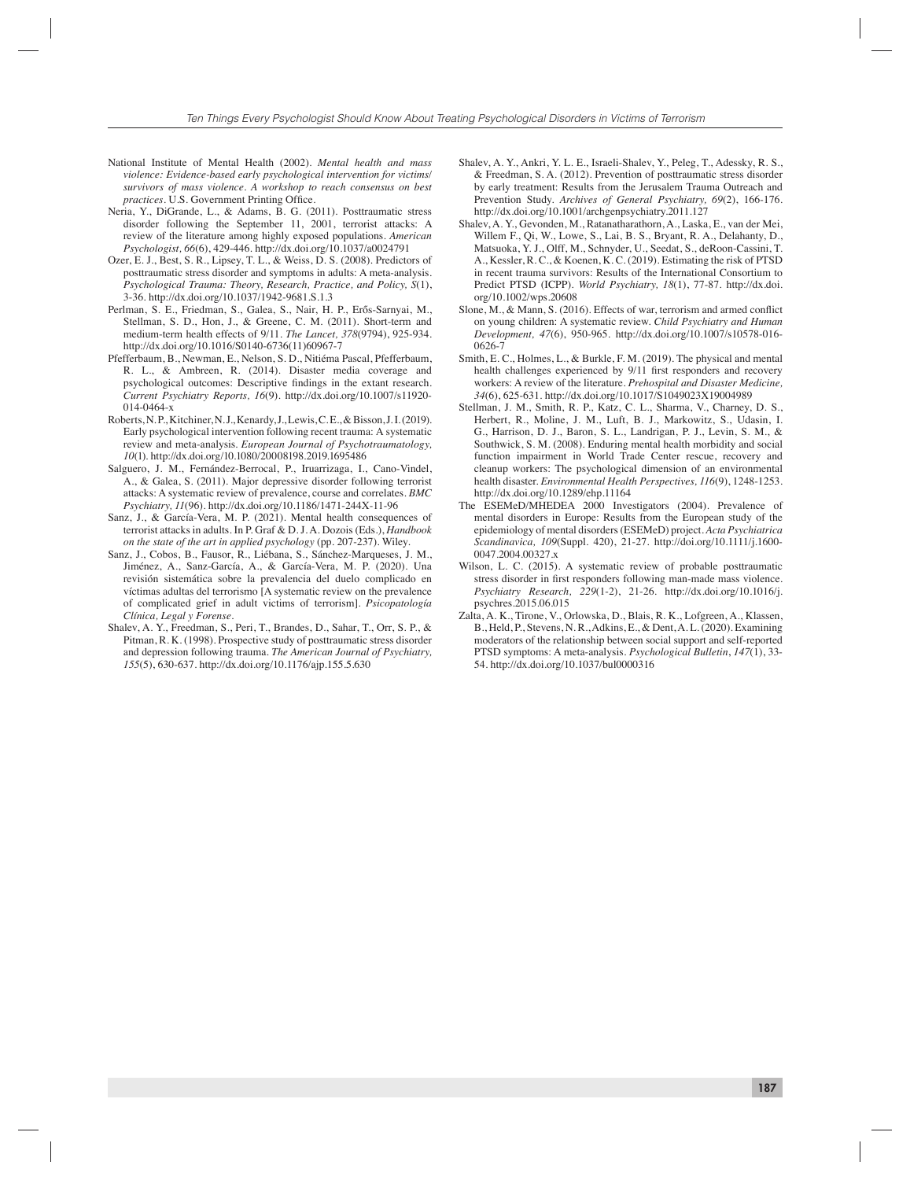National Institute of Mental Health (2002). *Mental health and mass violence: Evidence-based early psychological intervention for victims/survivors of mass violence. A workshop to reach consensus on best practices*. U.S. Government Printing Office.

Neria, Y., DiGrande, L., & Adams, B. G. (2011). Posttraumatic stress disorder following the September 11, 2001, terrorist attacks: A review of the literature among highly exposed populations. *American Psychologist, 66*(6), 429-446. http://dx.doi.org/10.1037/a0024791

Ozer, E. J., Best, S. R., Lipsey, T. L., & Weiss, D. S. (2008). Predictors of posttraumatic stress disorder and symptoms in adults: A meta-analysis. *Psychological Trauma: Theory, Research, Practice, and Policy, S*(1), 3-36. http://dx.doi.org/10.1037/1942-9681.S.1.3

Perlman, S. E., Friedman, S., Galea, S., Nair, H. P., Erős-Sarnyai, M., Stellman, S. D., Hon, J., & Greene, C. M. (2011). Short-term and medium-term health effects of 9/11. *The Lancet, 378*(9794), 925-934. http://dx.doi.org/10.1016/S0140-6736(11)60967-7

Pfefferbaum, B., Newman, E., Nelson, S. D., Nitiéma Pascal, Pfefferbaum, R. L., & Ambreen, R. (2014). Disaster media coverage and psychological outcomes: Descriptive findings in the extant research. *Current Psychiatry Reports, 16*(9). http://dx.doi.org/10.1007/s11920-014-0464-x

Roberts, N. P., Kitchiner, N. J., Kenardy, J., Lewis, C. E., & Bisson, J. I. (2019). Early psychological intervention following recent trauma: A systematic review and meta-analysis. *European Journal of Psychotraumatology, 10*(1). http://dx.doi.org/10.1080/20008198.2019.1695486

Salguero, J. M., Fernández-Berrocal, P., Iruarrizaga, I., Cano-Vindel, A., & Galea, S. (2011). Major depressive disorder following terrorist attacks: A systematic review of prevalence, course and correlates. *BMC Psychiatry, 11*(96). http://dx.doi.org/10.1186/1471-244X-11-96

Sanz, J., & García-Vera, M. P. (2021). Mental health consequences of terrorist attacks in adults. In P. Graf & D. J. A. Dozois (Eds.), *Handbook on the state of the art in applied psychology* (pp. 207-237). Wiley.

Sanz, J., Cobos, B., Fausor, R., Liébana, S., Sánchez-Marqueses, J. M., Jiménez, A., Sanz-García, A., & García-Vera, M. P. (2020). Una revisión sistemática sobre la prevalencia del duelo complicado en víctimas adultas del terrorismo [A systematic review on the prevalence of complicated grief in adult victims of terrorism]. *Psicopatología Clínica, Legal y Forense*.

Shalev, A. Y., Freedman, S., Peri, T., Brandes, D., Sahar, T., Orr, S. P., & Pitman, R. K. (1998). Prospective study of posttraumatic stress disorder and depression following trauma. *The American Journal of Psychiatry, 155*(5), 630-637. http://dx.doi.org/10.1176/ajp.155.5.630

Shalev, A. Y., Ankri, Y. L. E., Israeli-Shalev, Y., Peleg, T., Adessky, R. S., & Freedman, S. A. (2012). Prevention of posttraumatic stress disorder by early treatment: Results from the Jerusalem Trauma Outreach and Prevention Study. *Archives of General Psychiatry, 69*(2), 166-176. http://dx.doi.org/10.1001/archgenpsychiatry.2011.127

Shalev, A. Y., Gevonden, M., Ratanatharathorn, A., Laska, E., van der Mei, Willem F., Qi, W., Lowe, S., Lai, B. S., Bryant, R. A., Delahanty, D., Matsuoka, Y. J., Olff, M., Schnyder, U., Seedat, S., deRoon-Cassini, T. A., Kessler, R. C., & Koenen, K. C. (2019). Estimating the risk of PTSD in recent trauma survivors: Results of the International Consortium to Predict PTSD (ICPP). *World Psychiatry, 18*(1), 77-87. http://dx.doi.org/10.1002/wps.20608

Slone, M., & Mann, S. (2016). Effects of war, terrorism and armed conflict on young children: A systematic review. *Child Psychiatry and Human Development, 47*(6), 950-965. http://dx.doi.org/10.1007/s10578-016-0626-7

Smith, E. C., Holmes, L., & Burkle, F. M. (2019). The physical and mental health challenges experienced by 9/11 first responders and recovery workers: A review of the literature. *Prehospital and Disaster Medicine, 34*(6), 625-631. http://dx.doi.org/10.1017/S1049023X19004989

Stellman, J. M., Smith, R. P., Katz, C. L., Sharma, V., Charney, D. S., Herbert, R., Moline, J. M., Luft, B. J., Markowitz, S., Udasin, I. G., Harrison, D. J., Baron, S. L., Landrigan, P. J., Levin, S. M., & Southwick, S. M. (2008). Enduring mental health morbidity and social function impairment in World Trade Center rescue, recovery and cleanup workers: The psychological dimension of an environmental health disaster. *Environmental Health Perspectives, 116*(9), 1248-1253. http://dx.doi.org/10.1289/ehp.11164

The ESEMeD/MHEDEA 2000 Investigators (2004). Prevalence of mental disorders in Europe: Results from the European study of the epidemiology of mental disorders (ESEMeD) project. *Acta Psychiatrica Scandinavica, 109*(Suppl. 420), 21-27. http://doi.org/10.1111/j.1600-0047.2004.00327.x

Wilson, L. C. (2015). A systematic review of probable posttraumatic stress disorder in first responders following man-made mass violence. *Psychiatry Research, 229*(1-2), 21-26. http://dx.doi.org/10.1016/j.psychres.2015.06.015

Zalta, A. K., Tirone, V., Orlowska, D., Blais, R. K., Lofgreen, A., Klassen, B., Held, P., Stevens, N. R., Adkins, E., & Dent, A. L. (2020). Examining moderators of the relationship between social support and self-reported PTSD symptoms: A meta-analysis. *Psychological Bulletin*, *147*(1), 33-54. http://dx.doi.org/10.1037/bul0000316